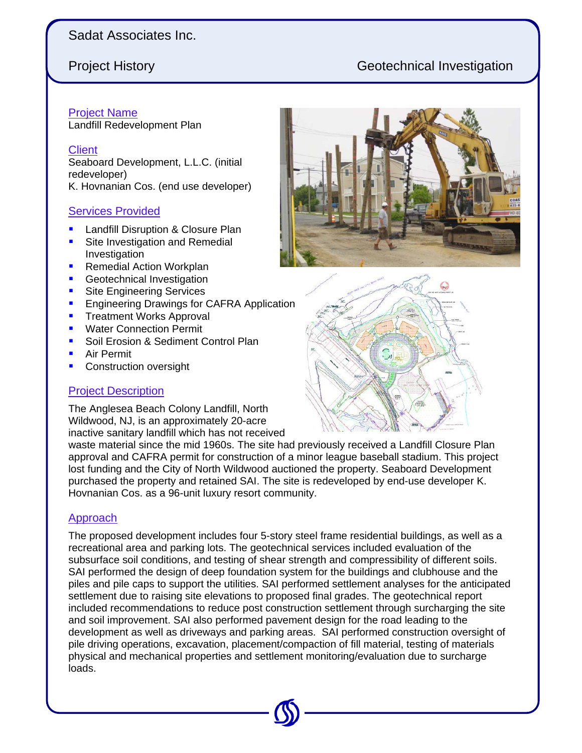# Sadat Associates Inc.

## Project History — Geotechnical Investigation

### Project Name
Landfill Redevelopment Plan

### Client
Seaboard Development, L.L.C. (initial redeveloper)
K. Hovnanian Cos. (end use developer)

### Services Provided
- Landfill Disruption & Closure Plan
- Site Investigation and Remedial Investigation
- Remedial Action Workplan
- Geotechnical Investigation
- Site Engineering Services
- Engineering Drawings for CAFRA Application
- Treatment Works Approval
- Water Connection Permit
- Soil Erosion & Sediment Control Plan
- Air Permit
- Construction oversight

### Project Description
The Anglesea Beach Colony Landfill, North Wildwood, NJ, is an approximately 20-acre inactive sanitary landfill which has not received waste material since the mid 1960s. The site had previously received a Landfill Closure Plan approval and CAFRA permit for construction of a minor league baseball stadium. This project lost funding and the City of North Wildwood auctioned the property. Seaboard Development purchased the property and retained SAI. The site is redeveloped by end-use developer K. Hovnanian Cos. as a 96-unit luxury resort community.

### Approach
The proposed development includes four 5-story steel frame residential buildings, as well as a recreational area and parking lots. The geotechnical services included evaluation of the subsurface soil conditions, and testing of shear strength and compressibility of different soils. SAI performed the design of deep foundation system for the buildings and clubhouse and the piles and pile caps to support the utilities. SAI performed settlement analyses for the anticipated settlement due to raising site elevations to proposed final grades. The geotechnical report included recommendations to reduce post construction settlement through surcharging the site and soil improvement. SAI also performed pavement design for the road leading to the development as well as driveways and parking areas. SAI performed construction oversight of pile driving operations, excavation, placement/compaction of fill material, testing of materials physical and mechanical properties and settlement monitoring/evaluation due to surcharge loads.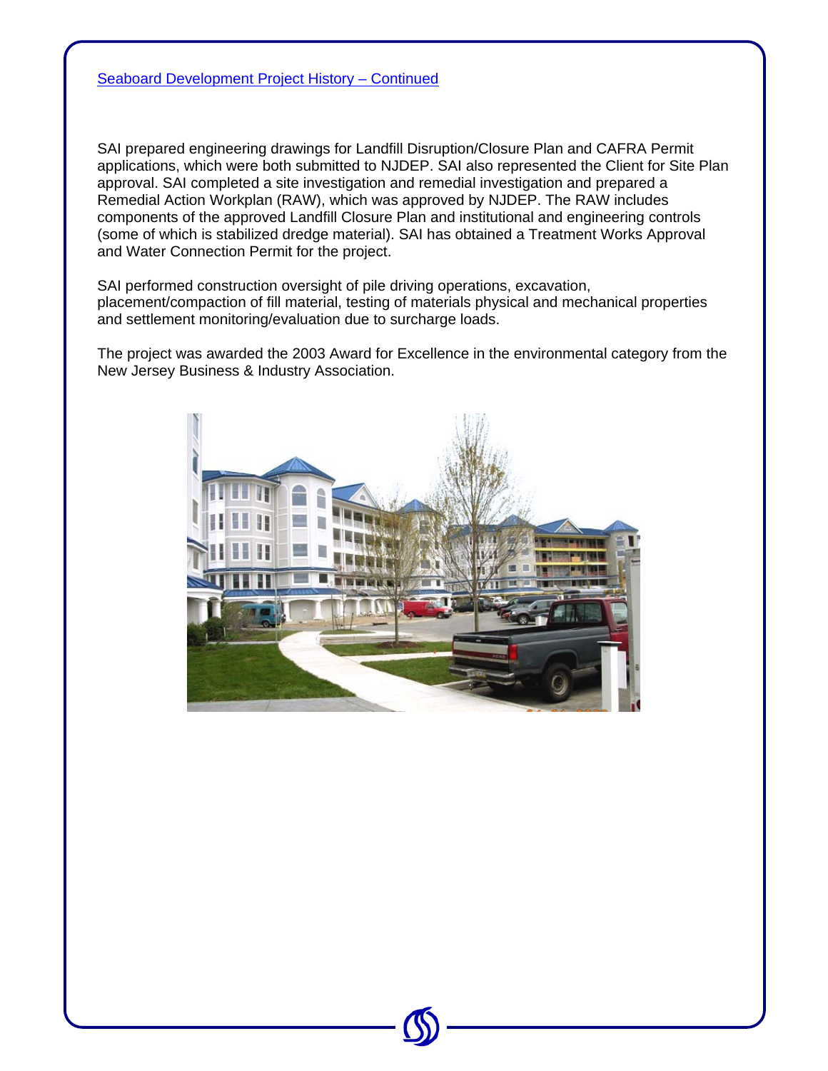Seaboard Development Project History – Continued

SAI prepared engineering drawings for Landfill Disruption/Closure Plan and CAFRA Permit applications, which were both submitted to NJDEP. SAI also represented the Client for Site Plan approval. SAI completed a site investigation and remedial investigation and prepared a Remedial Action Workplan (RAW), which was approved by NJDEP. The RAW includes components of the approved Landfill Closure Plan and institutional and engineering controls (some of which is stabilized dredge material). SAI has obtained a Treatment Works Approval and Water Connection Permit for the project.

SAI performed construction oversight of pile driving operations, excavation, placement/compaction of fill material, testing of materials physical and mechanical properties and settlement monitoring/evaluation due to surcharge loads.

The project was awarded the 2003 Award for Excellence in the environmental category from the New Jersey Business & Industry Association.